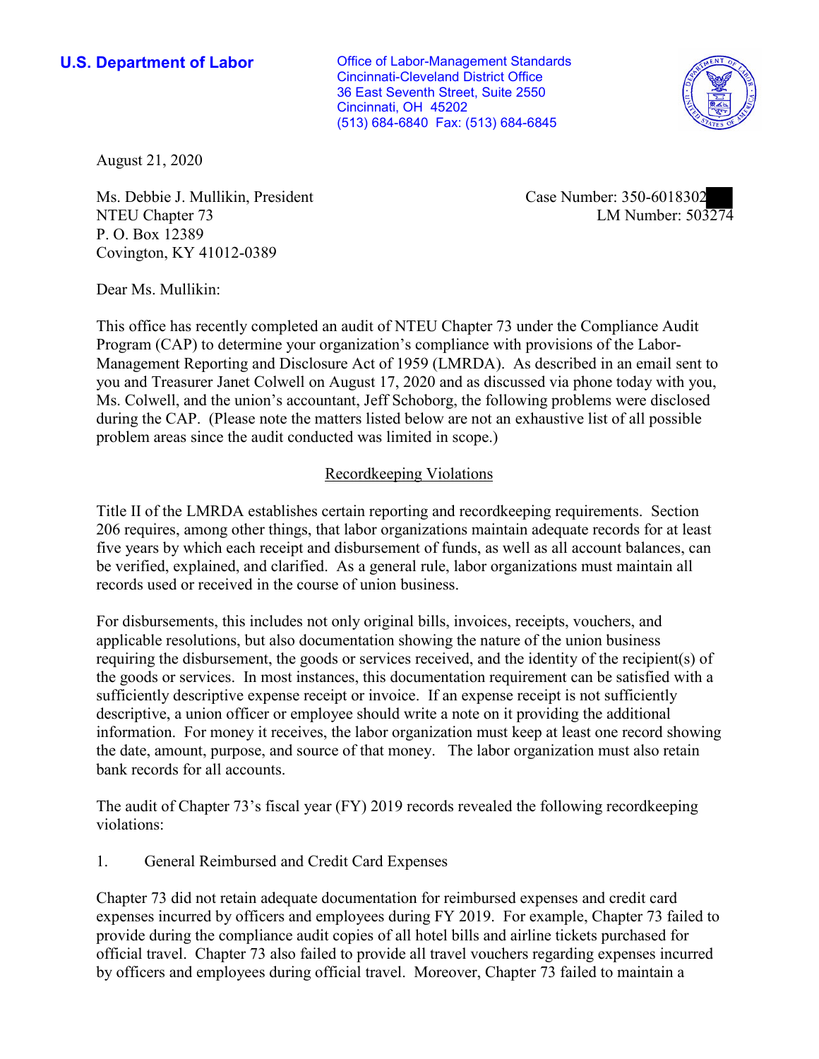**U.S. Department of Labor**

Office of Labor-Management Standards
Cincinnati-Cleveland District Office
36 East Seventh Street, Suite 2550
Cincinnati, OH 45202
(513) 684-6840 Fax: (513) 684-6845

August 21, 2020

Ms. Debbie J. Mullikin, President
NTEU Chapter 73
P. O. Box 12389
Covington, KY 41012-0389

Case Number: 350-6018302
LM Number: 503274

Dear Ms. Mullikin:

This office has recently completed an audit of NTEU Chapter 73 under the Compliance Audit Program (CAP) to determine your organization's compliance with provisions of the Labor-Management Reporting and Disclosure Act of 1959 (LMRDA). As described in an email sent to you and Treasurer Janet Colwell on August 17, 2020 and as discussed via phone today with you, Ms. Colwell, and the union's accountant, Jeff Schoborg, the following problems were disclosed during the CAP. (Please note the matters listed below are not an exhaustive list of all possible problem areas since the audit conducted was limited in scope.)

## Recordkeeping Violations

Title II of the LMRDA establishes certain reporting and recordkeeping requirements. Section 206 requires, among other things, that labor organizations maintain adequate records for at least five years by which each receipt and disbursement of funds, as well as all account balances, can be verified, explained, and clarified. As a general rule, labor organizations must maintain all records used or received in the course of union business.

For disbursements, this includes not only original bills, invoices, receipts, vouchers, and applicable resolutions, but also documentation showing the nature of the union business requiring the disbursement, the goods or services received, and the identity of the recipient(s) of the goods or services. In most instances, this documentation requirement can be satisfied with a sufficiently descriptive expense receipt or invoice. If an expense receipt is not sufficiently descriptive, a union officer or employee should write a note on it providing the additional information. For money it receives, the labor organization must keep at least one record showing the date, amount, purpose, and source of that money. The labor organization must also retain bank records for all accounts.

The audit of Chapter 73's fiscal year (FY) 2019 records revealed the following recordkeeping violations:

1. General Reimbursed and Credit Card Expenses

Chapter 73 did not retain adequate documentation for reimbursed expenses and credit card expenses incurred by officers and employees during FY 2019. For example, Chapter 73 failed to provide during the compliance audit copies of all hotel bills and airline tickets purchased for official travel. Chapter 73 also failed to provide all travel vouchers regarding expenses incurred by officers and employees during official travel. Moreover, Chapter 73 failed to maintain a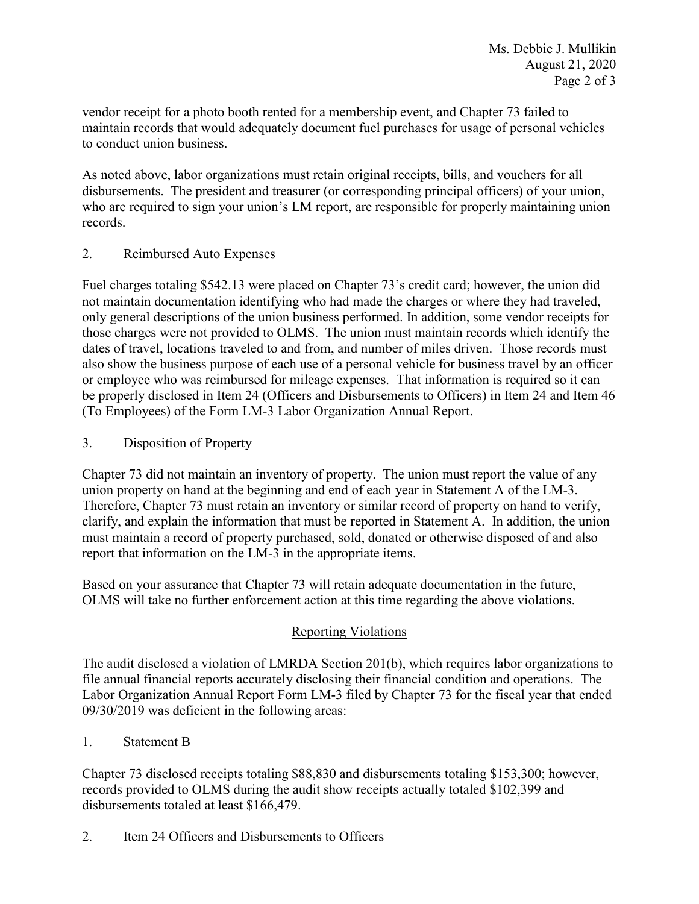vendor receipt for a photo booth rented for a membership event, and Chapter 73 failed to maintain records that would adequately document fuel purchases for usage of personal vehicles to conduct union business.

As noted above, labor organizations must retain original receipts, bills, and vouchers for all disbursements. The president and treasurer (or corresponding principal officers) of your union, who are required to sign your union's LM report, are responsible for properly maintaining union records.

2. Reimbursed Auto Expenses

Fuel charges totaling $542.13 were placed on Chapter 73's credit card; however, the union did not maintain documentation identifying who had made the charges or where they had traveled, only general descriptions of the union business performed. In addition, some vendor receipts for those charges were not provided to OLMS. The union must maintain records which identify the dates of travel, locations traveled to and from, and number of miles driven. Those records must also show the business purpose of each use of a personal vehicle for business travel by an officer or employee who was reimbursed for mileage expenses. That information is required so it can be properly disclosed in Item 24 (Officers and Disbursements to Officers) in Item 24 and Item 46 (To Employees) of the Form LM-3 Labor Organization Annual Report.

3. Disposition of Property

Chapter 73 did not maintain an inventory of property. The union must report the value of any union property on hand at the beginning and end of each year in Statement A of the LM-3. Therefore, Chapter 73 must retain an inventory or similar record of property on hand to verify, clarify, and explain the information that must be reported in Statement A. In addition, the union must maintain a record of property purchased, sold, donated or otherwise disposed of and also report that information on the LM-3 in the appropriate items.

Based on your assurance that Chapter 73 will retain adequate documentation in the future, OLMS will take no further enforcement action at this time regarding the above violations.

## Reporting Violations

The audit disclosed a violation of LMRDA Section 201(b), which requires labor organizations to file annual financial reports accurately disclosing their financial condition and operations. The Labor Organization Annual Report Form LM-3 filed by Chapter 73 for the fiscal year that ended 09/30/2019 was deficient in the following areas:

1. Statement B

Chapter 73 disclosed receipts totaling $88,830 and disbursements totaling $153,300; however, records provided to OLMS during the audit show receipts actually totaled $102,399 and disbursements totaled at least $166,479.

2. Item 24 Officers and Disbursements to Officers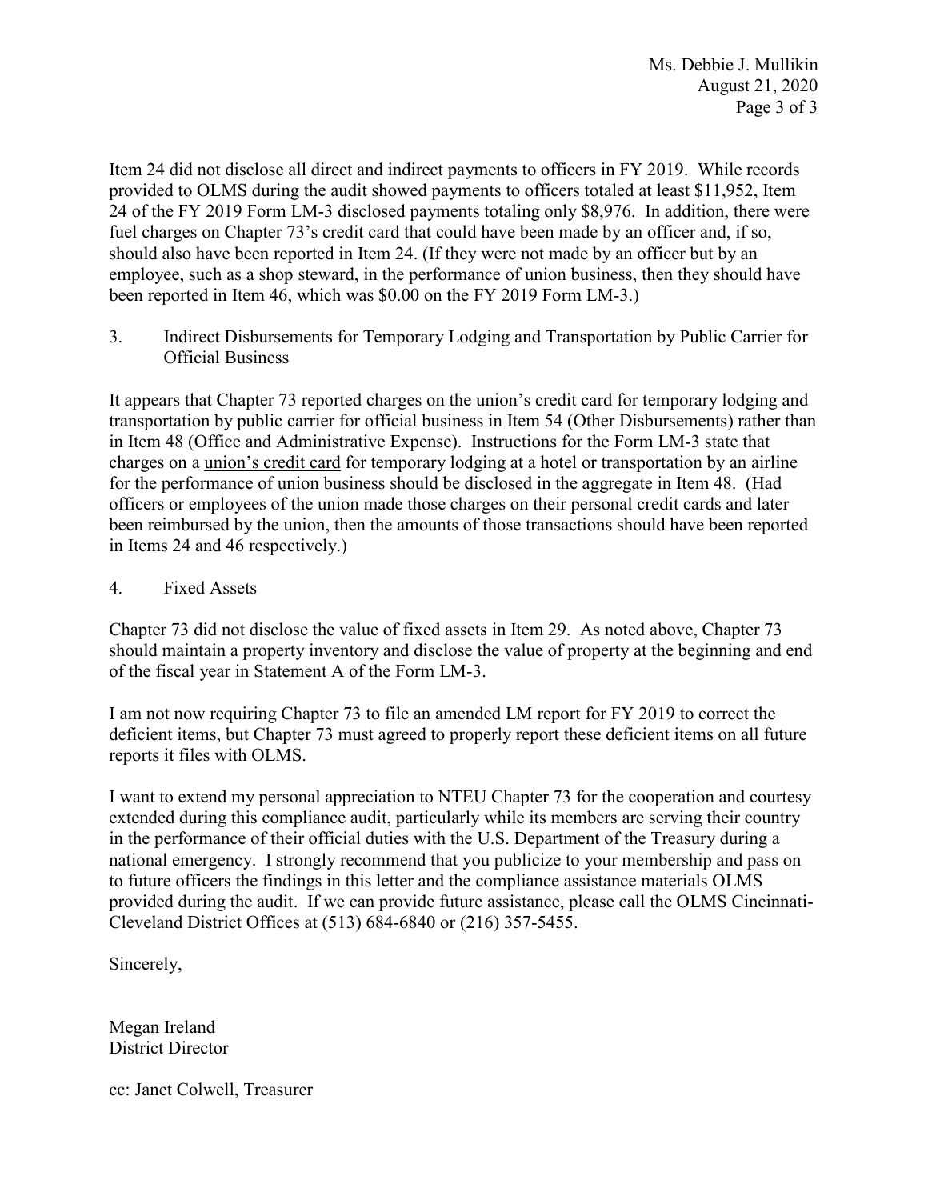Item 24 did not disclose all direct and indirect payments to officers in FY 2019. While records provided to OLMS during the audit showed payments to officers totaled at least $11,952, Item 24 of the FY 2019 Form LM-3 disclosed payments totaling only $8,976. In addition, there were fuel charges on Chapter 73's credit card that could have been made by an officer and, if so, should also have been reported in Item 24. (If they were not made by an officer but by an employee, such as a shop steward, in the performance of union business, then they should have been reported in Item 46, which was $0.00 on the FY 2019 Form LM-3.)

3. Indirect Disbursements for Temporary Lodging and Transportation by Public Carrier for Official Business

It appears that Chapter 73 reported charges on the union's credit card for temporary lodging and transportation by public carrier for official business in Item 54 (Other Disbursements) rather than in Item 48 (Office and Administrative Expense). Instructions for the Form LM-3 state that charges on a union's credit card for temporary lodging at a hotel or transportation by an airline for the performance of union business should be disclosed in the aggregate in Item 48. (Had officers or employees of the union made those charges on their personal credit cards and later been reimbursed by the union, then the amounts of those transactions should have been reported in Items 24 and 46 respectively.)

4. Fixed Assets

Chapter 73 did not disclose the value of fixed assets in Item 29. As noted above, Chapter 73 should maintain a property inventory and disclose the value of property at the beginning and end of the fiscal year in Statement A of the Form LM-3.

I am not now requiring Chapter 73 to file an amended LM report for FY 2019 to correct the deficient items, but Chapter 73 must agreed to properly report these deficient items on all future reports it files with OLMS.

I want to extend my personal appreciation to NTEU Chapter 73 for the cooperation and courtesy extended during this compliance audit, particularly while its members are serving their country in the performance of their official duties with the U.S. Department of the Treasury during a national emergency. I strongly recommend that you publicize to your membership and pass on to future officers the findings in this letter and the compliance assistance materials OLMS provided during the audit. If we can provide future assistance, please call the OLMS Cincinnati-Cleveland District Offices at (513) 684-6840 or (216) 357-5455.

Sincerely,

Megan Ireland
District Director

cc: Janet Colwell, Treasurer